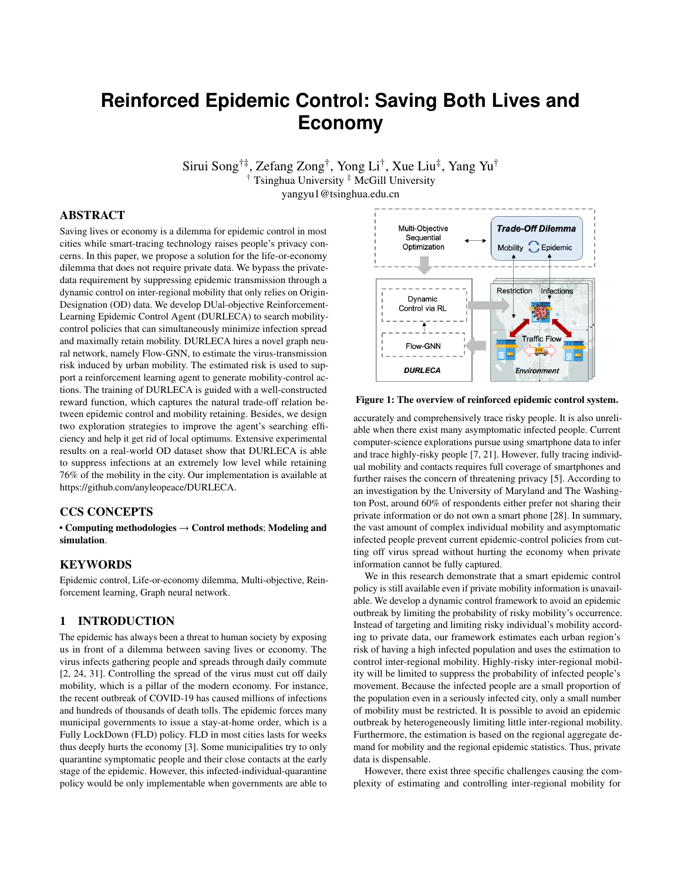# Reinforced Epidemic Control: Saving Both Lives and Economy

Sirui Song[†‡], Zefang Zong[†], Yong Li[†], Xue Liu[‡], Yang Yu[†]
[†] Tsinghua University [‡] McGill University
yangyu1@tsinghua.edu.cn

## ABSTRACT

Saving lives or economy is a dilemma for epidemic control in most cities while smart-tracing technology raises people's privacy concerns. In this paper, we propose a solution for the life-or-economy dilemma that does not require private data. We bypass the private-data requirement by suppressing epidemic transmission through a dynamic control on inter-regional mobility that only relies on Origin-Designation (OD) data. We develop DUal-objective Reinforcement-Learning Epidemic Control Agent (DURLECA) to search mobility-control policies that can simultaneously minimize infection spread and maximally retain mobility. DURLECA hires a novel graph neural network, namely Flow-GNN, to estimate the virus-transmission risk induced by urban mobility. The estimated risk is used to support a reinforcement learning agent to generate mobility-control actions. The training of DURLECA is guided with a well-constructed reward function, which captures the natural trade-off relation between epidemic control and mobility retaining. Besides, we design two exploration strategies to improve the agent's searching efficiency and help it get rid of local optimums. Extensive experimental results on a real-world OD dataset show that DURLECA is able to suppress infections at an extremely low level while retaining 76% of the mobility in the city. Our implementation is available at https://github.com/anyleopeace/DURLECA.

## CCS CONCEPTS

• **Computing methodologies** → **Control methods**; **Modeling and simulation**.

## KEYWORDS

Epidemic control, Life-or-economy dilemma, Multi-objective, Reinforcement learning, Graph neural network.

## 1 INTRODUCTION

The epidemic has always been a threat to human society by exposing us in front of a dilemma between saving lives or economy. The virus infects gathering people and spreads through daily commute [2, 24, 31]. Controlling the spread of the virus must cut off daily mobility, which is a pillar of the modern economy. For instance, the recent outbreak of COVID-19 has caused millions of infections and hundreds of thousands of death tolls. The epidemic forces many municipal governments to issue a stay-at-home order, which is a Fully LockDown (FLD) policy. FLD in most cities lasts for weeks thus deeply hurts the economy [3]. Some municipalities try to only quarantine symptomatic people and their close contacts at the early stage of the epidemic. However, this infected-individual-quarantine policy would be only implementable when governments are able to accurately and comprehensively trace risky people. It is also unreliable when there exist many asymptomatic infected people. Current computer-science explorations pursue using smartphone data to infer and trace highly-risky people [7, 21]. However, fully tracing individual mobility and contacts requires full coverage of smartphones and further raises the concern of threatening privacy [5]. According to an investigation by the University of Maryland and The Washington Post, around 60% of respondents either prefer not sharing their private information or do not own a smart phone [28]. In summary, the vast amount of complex individual mobility and asymptomatic infected people prevent current epidemic-control policies from cutting off virus spread without hurting the economy when private information cannot be fully captured.

Multi-Objective Sequential Optimization ⟷ Trade-Off Dilemma (Mobility ↻ Epidemic)

Dynamic Control via RL | Flow-GNN | DURLECA — Restriction | Infections | Traffic Flow | Environment

**Figure 1: The overview of reinforced epidemic control system.**

We in this research demonstrate that a smart epidemic control policy is still available even if private mobility information is unavailable. We develop a dynamic control framework to avoid an epidemic outbreak by limiting the probability of risky mobility's occurrence. Instead of targeting and limiting risky individual's mobility according to private data, our framework estimates each urban region's risk of having a high infected population and uses the estimation to control inter-regional mobility. Highly-risky inter-regional mobility will be limited to suppress the probability of infected people's movement. Because the infected people are a small proportion of the population even in a seriously infected city, only a small number of mobility must be restricted. It is possible to avoid an epidemic outbreak by heterogeneously limiting little inter-regional mobility. Furthermore, the estimation is based on the regional aggregate demand for mobility and the regional epidemic statistics. Thus, private data is dispensable.

However, there exist three specific challenges causing the complexity of estimating and controlling inter-regional mobility for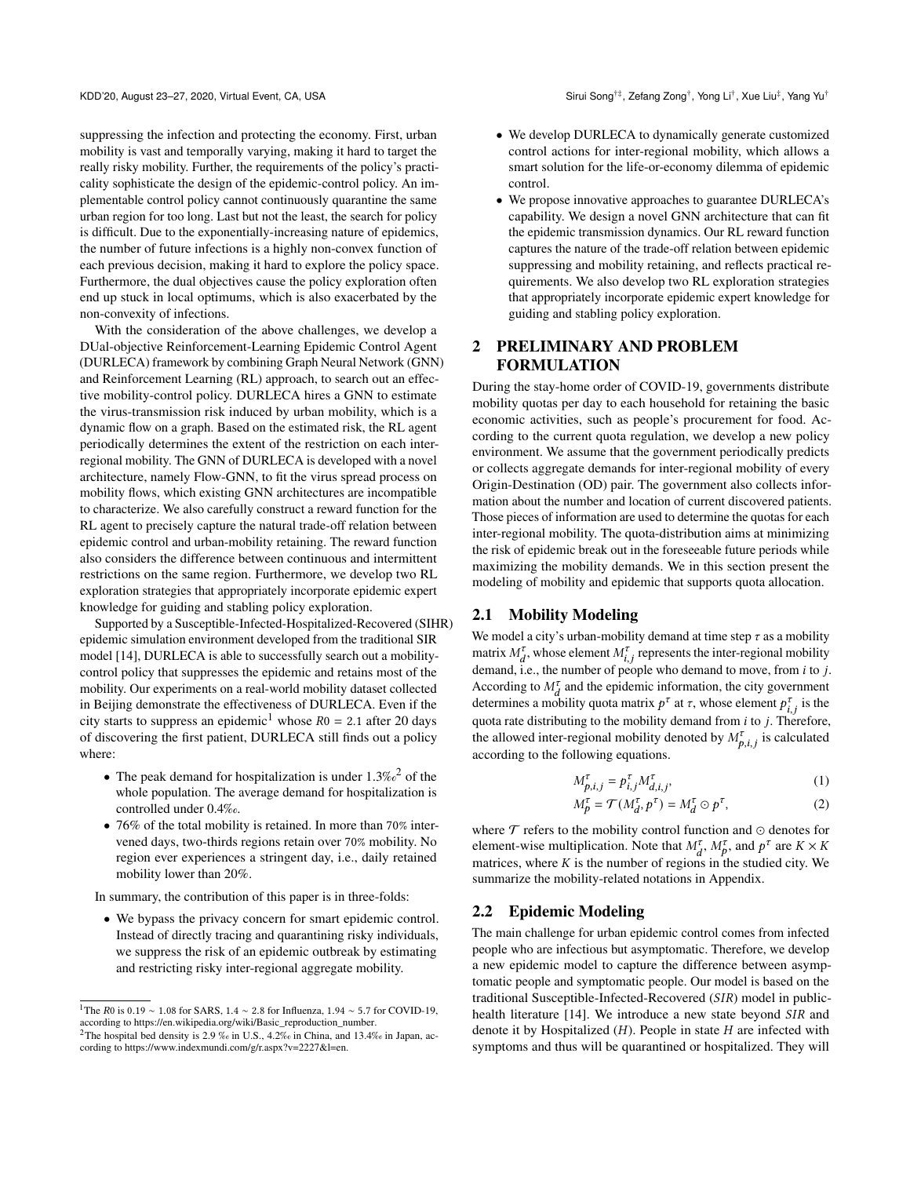suppressing the infection and protecting the economy. First, urban mobility is vast and temporally varying, making it hard to target the really risky mobility. Further, the requirements of the policy's practicality sophisticate the design of the epidemic-control policy. An implementable control policy cannot continuously quarantine the same urban region for too long. Last but not the least, the search for policy is difficult. Due to the exponentially-increasing nature of epidemics, the number of future infections is a highly non-convex function of each previous decision, making it hard to explore the policy space. Furthermore, the dual objectives cause the policy exploration often end up stuck in local optimums, which is also exacerbated by the non-convexity of infections.

With the consideration of the above challenges, we develop a DUal-objective Reinforcement-Learning Epidemic Control Agent (DURLECA) framework by combining Graph Neural Network (GNN) and Reinforcement Learning (RL) approach, to search out an effective mobility-control policy. DURLECA hires a GNN to estimate the virus-transmission risk induced by urban mobility, which is a dynamic flow on a graph. Based on the estimated risk, the RL agent periodically determines the extent of the restriction on each inter-regional mobility. The GNN of DURLECA is developed with a novel architecture, namely Flow-GNN, to fit the virus spread process on mobility flows, which existing GNN architectures are incompatible to characterize. We also carefully construct a reward function for the RL agent to precisely capture the natural trade-off relation between epidemic control and urban-mobility retaining. The reward function also considers the difference between continuous and intermittent restrictions on the same region. Furthermore, we develop two RL exploration strategies that appropriately incorporate epidemic expert knowledge for guiding and stabling policy exploration.

Supported by a Susceptible-Infected-Hospitalized-Recovered (SIHR) epidemic simulation environment developed from the traditional SIR model [14], DURLECA is able to successfully search out a mobility-control policy that suppresses the epidemic and retains most of the mobility. Our experiments on a real-world mobility dataset collected in Beijing demonstrate the effectiveness of DURLECA. Even if the city starts to suppress an epidemic[1] whose $R0 = 2.1$ after 20 days of discovering the first patient, DURLECA still finds out a policy where:

- The peak demand for hospitalization is under 1.3‰[2] of the whole population. The average demand for hospitalization is controlled under 0.4‰.
- 76% of the total mobility is retained. In more than 70% intervened days, two-thirds regions retain over 70% mobility. No region ever experiences a stringent day, i.e., daily retained mobility lower than 20%.

In summary, the contribution of this paper is in three-folds:

- We bypass the privacy concern for smart epidemic control. Instead of directly tracing and quarantining risky individuals, we suppress the risk of an epidemic outbreak by estimating and restricting risky inter-regional aggregate mobility.
- We develop DURLECA to dynamically generate customized control actions for inter-regional mobility, which allows a smart solution for the life-or-economy dilemma of epidemic control.
- We propose innovative approaches to guarantee DURLECA's capability. We design a novel GNN architecture that can fit the epidemic transmission dynamics. Our RL reward function captures the nature of the trade-off relation between epidemic suppressing and mobility retaining, and reflects practical requirements. We also develop two RL exploration strategies that appropriately incorporate epidemic expert knowledge for guiding and stabling policy exploration.

[1] The $R0$ is 0.19 ∼ 1.08 for SARS, 1.4 ∼ 2.8 for Influenza, 1.94 ∼ 5.7 for COVID-19, according to https://en.wikipedia.org/wiki/Basic_reproduction_number.

[2] The hospital bed density is 2.9 ‰ in U.S., 4.2‰ in China, and 13.4‰ in Japan, according to https://www.indexmundi.com/g/r.aspx?v=2227&l=en.

## 2 PRELIMINARY AND PROBLEM FORMULATION

During the stay-home order of COVID-19, governments distribute mobility quotas per day to each household for retaining the basic economic activities, such as people's procurement for food. According to the current quota regulation, we develop a new policy environment. We assume that the government periodically predicts or collects aggregate demands for inter-regional mobility of every Origin-Destination (OD) pair. The government also collects information about the number and location of current discovered patients. Those pieces of information are used to determine the quotas for each inter-regional mobility. The quota-distribution aims at minimizing the risk of epidemic break out in the foreseeable future periods while maximizing the mobility demands. We in this section present the modeling of mobility and epidemic that supports quota allocation.

### 2.1 Mobility Modeling

We model a city's urban-mobility demand at time step $\tau$ as a mobility matrix $M_d^\tau$, whose element $M_{i,j}^\tau$ represents the inter-regional mobility demand, i.e., the number of people who demand to move, from $i$ to $j$. According to $M_d^\tau$ and the epidemic information, the city government determines a mobility quota matrix $p^\tau$ at $\tau$, whose element $p_{i,j}^\tau$ is the quota rate distributing to the mobility demand from $i$ to $j$. Therefore, the allowed inter-regional mobility denoted by $M_{p,i,j}^\tau$ is calculated according to the following equations.

$$M_{p,i,j}^\tau = p_{i,j}^\tau M_{d,i,j}^\tau, \tag{1}$$

$$M_p^\tau = \mathcal{T}(M_d^\tau, p^\tau) = M_d^\tau \odot p^\tau, \tag{2}$$

where $\mathcal{T}$ refers to the mobility control function and $\odot$ denotes for element-wise multiplication. Note that $M_d^\tau$, $M_p^\tau$, and $p^\tau$ are $K \times K$ matrices, where $K$ is the number of regions in the studied city. We summarize the mobility-related notations in Appendix.

### 2.2 Epidemic Modeling

The main challenge for urban epidemic control comes from infected people who are infectious but asymptomatic. Therefore, we develop a new epidemic model to capture the difference between asymptomatic people and symptomatic people. Our model is based on the traditional Susceptible-Infected-Recovered (*SIR*) model in public-health literature [14]. We introduce a new state beyond *SIR* and denote it by Hospitalized (*H*). People in state *H* are infected with symptoms and thus will be quarantined or hospitalized. They will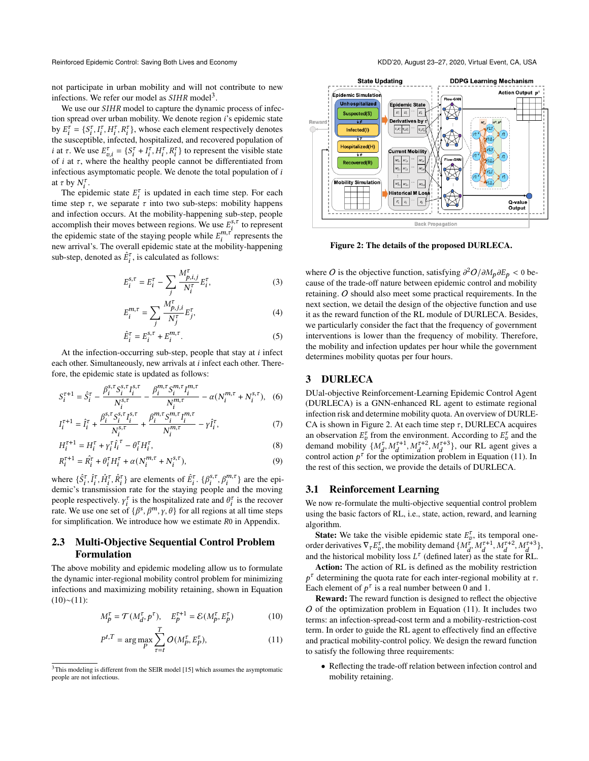not participate in urban mobility and will not contribute to new infections. We refer our model as *SIHR* model[3].

We use our *SIHR* model to capture the dynamic process of infection spread over urban mobility. We denote region $i$'s epidemic state by $E_i^\tau = \{S_i^\tau, I_i^\tau, H_i^\tau, R_i^\tau\}$, whose each element respectively denotes the susceptible, infected, hospitalized, and recovered population of $i$ at $\tau$. We use $E_{v,i}^\tau = \{S_i^\tau + I_i^\tau, H_i^\tau, R_i^\tau\}$ to represent the visible state of $i$ at $\tau$, where the healthy people cannot be differentiated from infectious asymptomatic people. We denote the total population of $i$ at $\tau$ by $N_i^\tau$.

The epidemic state $E_i^\tau$ is updated in each time step. For each time step $\tau$, we separate $\tau$ into two sub-steps: mobility happens and infection occurs. At the mobility-happening sub-step, people accomplish their moves between regions. We use $E_i^{s,\tau}$ to represent the epidemic state of the staying people while $E_i^{m,\tau}$ represents the new arrival's state. The overall epidemic state at the mobility-happening sub-step, denoted as $\hat{E}_i^\tau$, is calculated as follows:

$$E_i^{s,\tau} = E_i^\tau - \sum_j \frac{M_{p,i,j}^\tau}{N_i^\tau} E_i^\tau, \tag{3}$$

$$E_i^{m,\tau} = \sum_j \frac{M_{p,j,i}^\tau}{N_j^\tau} E_j^\tau, \tag{4}$$

$$\hat{E}_i^\tau = E_i^{s,\tau} + E_i^{m,\tau}. \tag{5}$$

At the infection-occurring sub-step, people that stay at $i$ infect each other. Simultaneously, new arrivals at $i$ infect each other. Therefore, the epidemic state is updated as follows:

$$S_i^{\tau+1} = \hat{S}_i^\tau - \frac{\beta_i^{s,\tau} S_i^{s,\tau} I_i^{s,\tau}}{N_i^{s,\tau}} - \frac{\beta_i^{m,\tau} S_i^{m,\tau} I_i^{m,\tau}}{N_i^{m,\tau}} - \alpha(N_i^{m,\tau} + N_i^{s,\tau}), \tag{6}$$

$$I_i^{\tau+1} = \hat{I}_i^\tau + \frac{\beta_i^{s,\tau} S_i^{s,\tau} I_i^{s,\tau}}{N_i^{s,\tau}} + \frac{\beta_i^{m,\tau} S_i^{m,\tau} I_i^{m,\tau}}{N_i^{m,\tau}} - \gamma \hat{I}_i^\tau, \tag{7}$$

$$H_i^{\tau+1} = H_i^\tau + \gamma_i^\tau \hat{I}_i^\tau - \theta_i^\tau H_i^\tau, \tag{8}$$

$$R_i^{\tau+1} = \hat{R}_i^\tau + \theta_i^\tau H_i^\tau + \alpha(N_i^{m,\tau} + N_i^{s,\tau}), \tag{9}$$

where $\{\hat{S}_i^\tau, \hat{I}_i^\tau, \hat{H}_i^\tau, \hat{R}_i^\tau\}$ are elements of $\hat{E}_i^\tau$. $\{\beta_i^{s,\tau}, \beta_i^{m,\tau}\}$ are the epidemic's transmission rate for the staying people and the moving people respectively. $\gamma_i^\tau$ is the hospitalized rate and $\theta_i^\tau$ is the recover rate. We use one set of $\{\beta^s, \beta^m, \gamma, \theta\}$ for all regions at all time steps for simplification. We introduce how we estimate $R0$ in Appendix.

## 2.3 Multi-Objective Sequential Control Problem Formulation

The above mobility and epidemic modeling allow us to formulate the dynamic inter-regional mobility control problem for minimizing infections and maximizing mobility retaining, shown in Equation (10)~(11):

$$M_p^\tau = \mathcal{T}(M_d^\tau, p^\tau), \quad E_p^{\tau+1} = \mathcal{E}(M_p^\tau, E_p^\tau) \tag{10}$$

$$P^{t,T} = \arg\max_P \sum_{\tau=t}^{T} O(M_p^\tau, E_p^\tau), \tag{11}$$

where $O$ is the objective function, satisfying $\partial^2 O / \partial M_p \partial E_p < 0$ because of the trade-off nature between epidemic control and mobility retaining. $O$ should also meet some practical requirements. In the next section, we detail the design of the objective function and use it as the reward function of the RL module of DURLECA. Besides, we particularly consider the fact that the frequency of government interventions is lower than the frequency of mobility. Therefore, the mobility and infection updates per hour while the government determines mobility quotas per four hours.

[3] This modeling is different from the SEIR model [15] which assumes the asymptomatic people are not infectious.

Figure 2: The details of the proposed DURLECA.

# 3 DURLECA

DUal-objective Reinforcement-Learning Epidemic Control Agent (DURLECA) is a GNN-enhanced RL agent to estimate regional infection risk and determine mobility quota. An overview of DURLECA is shown in Figure 2. At each time step $\tau$, DURLECA acquires an observation $E_v^\tau$ from the environment. According to $E_v^\tau$ and the demand mobility $\{M_d^\tau, M_d^{\tau+1}, M_d^{\tau+2}, M_d^{\tau+3}\}$, our RL agent gives a control action $p^\tau$ for the optimization problem in Equation (11). In the rest of this section, we provide the details of DURLECA.

## 3.1 Reinforcement Learning

We now re-formulate the multi-objective sequential control problem using the basic factors of RL, i.e., state, action, reward, and learning algorithm.

**State:** We take the visible epidemic state $E_v^\tau$, its temporal one-order derivatives $\nabla_\tau E_v^\tau$, the mobility demand $\{M_d^\tau, M_d^{\tau+1}, M_d^{\tau+2}, M_d^{\tau+3}\}$, and the historical mobility loss $L^\tau$ (defined later) as the state for RL.

**Action:** The action of RL is defined as the mobility restriction $p^\tau$ determining the quota rate for each inter-regional mobility at $\tau$. Each element of $p^\tau$ is a real number between 0 and 1.

**Reward:** The reward function is designed to reflect the objective $O$ of the optimization problem in Equation (11). It includes two terms: an infection-spread-cost term and a mobility-restriction-cost term. In order to guide the RL agent to effectively find an effective and practical mobility-control policy. We design the reward function to satisfy the following three requirements:

- Reflecting the trade-off relation between infection control and mobility retaining.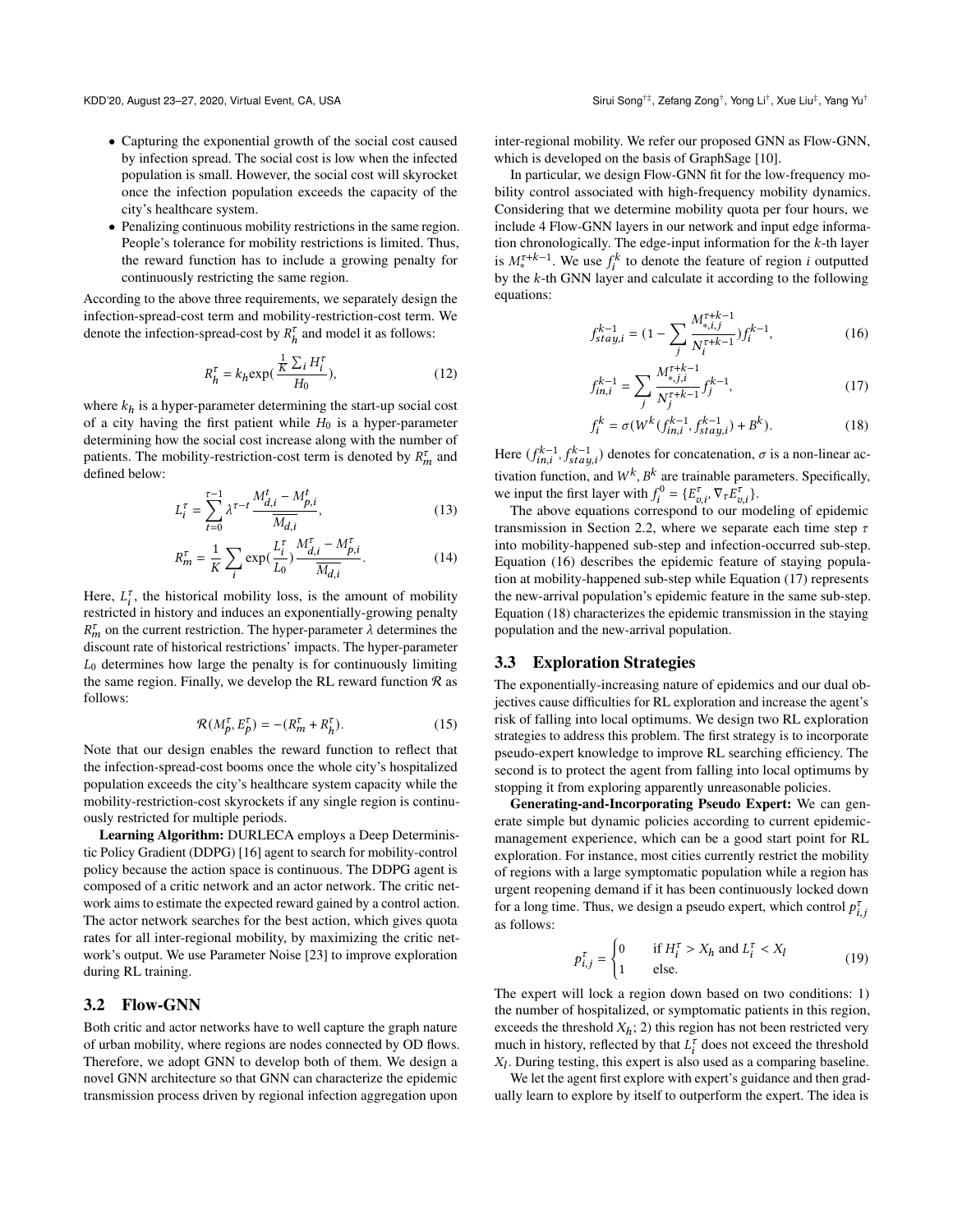- Capturing the exponential growth of the social cost caused by infection spread. The social cost is low when the infected population is small. However, the social cost will skyrocket once the infection population exceeds the capacity of the city's healthcare system.
- Penalizing continuous mobility restrictions in the same region. People's tolerance for mobility restrictions is limited. Thus, the reward function has to include a growing penalty for continuously restricting the same region.

According to the above three requirements, we separately design the infection-spread-cost term and mobility-restriction-cost term. We denote the infection-spread-cost by $R_h^\tau$ and model it as follows:

$$R_h^\tau = k_h \exp\left(\frac{\frac{1}{K}\sum_i H_i^\tau}{H_0}\right), \tag{12}$$

where $k_h$ is a hyper-parameter determining the start-up social cost of a city having the first patient while $H_0$ is a hyper-parameter determining how the social cost increase along with the number of patients. The mobility-restriction-cost term is denoted by $R_m^\tau$ and defined below:

$$L_i^\tau = \sum_{t=0}^{\tau-1} \lambda^{\tau-t} \frac{M_{d,i}^t - M_{p,i}^t}{\overline{M_{d,i}}}, \tag{13}$$

$$R_m^\tau = \frac{1}{K}\sum_i \exp\left(\frac{L_i^\tau}{L_0}\right)\frac{M_{d,i}^\tau - M_{p,i}^\tau}{\overline{M_{d,i}}}. \tag{14}$$

Here, $L_i^\tau$, the historical mobility loss, is the amount of mobility restricted in history and induces an exponentially-growing penalty $R_m^\tau$ on the current restriction. The hyper-parameter $\lambda$ determines the discount rate of historical restrictions' impacts. The hyper-parameter $L_0$ determines how large the penalty is for continuously limiting the same region. Finally, we develop the RL reward function $\mathcal{R}$ as follows:

$$\mathcal{R}(M_p^\tau, E_p^\tau) = -(R_m^\tau + R_h^\tau). \tag{15}$$

Note that our design enables the reward function to reflect that the infection-spread-cost booms once the whole city's hospitalized population exceeds the city's healthcare system capacity while the mobility-restriction-cost skyrockets if any single region is continuously restricted for multiple periods.

**Learning Algorithm:** DURLECA employs a Deep Deterministic Policy Gradient (DDPG) [16] agent to search for mobility-control policy because the action space is continuous. The DDPG agent is composed of a critic network and an actor network. The critic network aims to estimate the expected reward gained by a control action. The actor network searches for the best action, which gives quota rates for all inter-regional mobility, by maximizing the critic network's output. We use Parameter Noise [23] to improve exploration during RL training.

## 3.2 Flow-GNN

Both critic and actor networks have to well capture the graph nature of urban mobility, where regions are nodes connected by OD flows. Therefore, we adopt GNN to develop both of them. We design a novel GNN architecture so that GNN can characterize the epidemic transmission process driven by regional infection aggregation upon inter-regional mobility. We refer our proposed GNN as Flow-GNN, which is developed on the basis of GraphSage [10].

In particular, we design Flow-GNN fit for the low-frequency mobility control associated with high-frequency mobility dynamics. Considering that we determine mobility quota per four hours, we include 4 Flow-GNN layers in our network and input edge information chronologically. The edge-input information for the $k$-th layer is $M_*^{\tau+k-1}$. We use $f_i^k$ to denote the feature of region $i$ outputted by the $k$-th GNN layer and calculate it according to the following equations:

$$f_{stay,i}^{k-1} = \left(1 - \sum_j \frac{M_{*,i,j}^{\tau+k-1}}{N_i^{\tau+k-1}}\right) f_i^{k-1}, \tag{16}$$

$$f_{in,i}^{k-1} = \sum_j \frac{M_{*,j,i}^{\tau+k-1}}{N_j^{\tau+k-1}} f_j^{k-1}, \tag{17}$$

$$f_i^k = \sigma(W^k(f_{in,i}^{k-1}, f_{stay,i}^{k-1}) + B^k). \tag{18}$$

Here $(f_{in,i}^{k-1}, f_{stay,i}^{k-1})$ denotes for concatenation, $\sigma$ is a non-linear activation function, and $W^k, B^k$ are trainable parameters. Specifically, we input the first layer with $f_i^0 = \{E_{v,i}^\tau, \nabla_\tau E_{v,i}^\tau\}$.

The above equations correspond to our modeling of epidemic transmission in Section 2.2, where we separate each time step $\tau$ into mobility-happened sub-step and infection-occurred sub-step. Equation (16) describes the epidemic feature of staying population at mobility-happened sub-step while Equation (17) represents the new-arrival population's epidemic feature in the same sub-step. Equation (18) characterizes the epidemic transmission in the staying population and the new-arrival population.

## 3.3 Exploration Strategies

The exponentially-increasing nature of epidemics and our dual objectives cause difficulties for RL exploration and increase the agent's risk of falling into local optimums. We design two RL exploration strategies to address this problem. The first strategy is to incorporate pseudo-expert knowledge to improve RL searching efficiency. The second is to protect the agent from falling into local optimums by stopping it from exploring apparently unreasonable policies.

**Generating-and-Incorporating Pseudo Expert:** We can generate simple but dynamic policies according to current epidemic-management experience, which can be a good start point for RL exploration. For instance, most cities currently restrict the mobility of regions with a large symptomatic population while a region has urgent reopening demand if it has been continuously locked down for a long time. Thus, we design a pseudo expert, which control $p_{i,j}^\tau$ as follows:

$$p_{i,j}^\tau = \begin{cases} 0 & \text{if } H_i^\tau > X_h \text{ and } L_i^\tau < X_l \\ 1 & \text{else.} \end{cases} \tag{19}$$

The expert will lock a region down based on two conditions: 1) the number of hospitalized, or symptomatic patients in this region, exceeds the threshold $X_h$; 2) this region has not been restricted very much in history, reflected by that $L_i^\tau$ does not exceed the threshold $X_l$. During testing, this expert is also used as a comparing baseline.

We let the agent first explore with expert's guidance and then gradually learn to explore by itself to outperform the expert. The idea is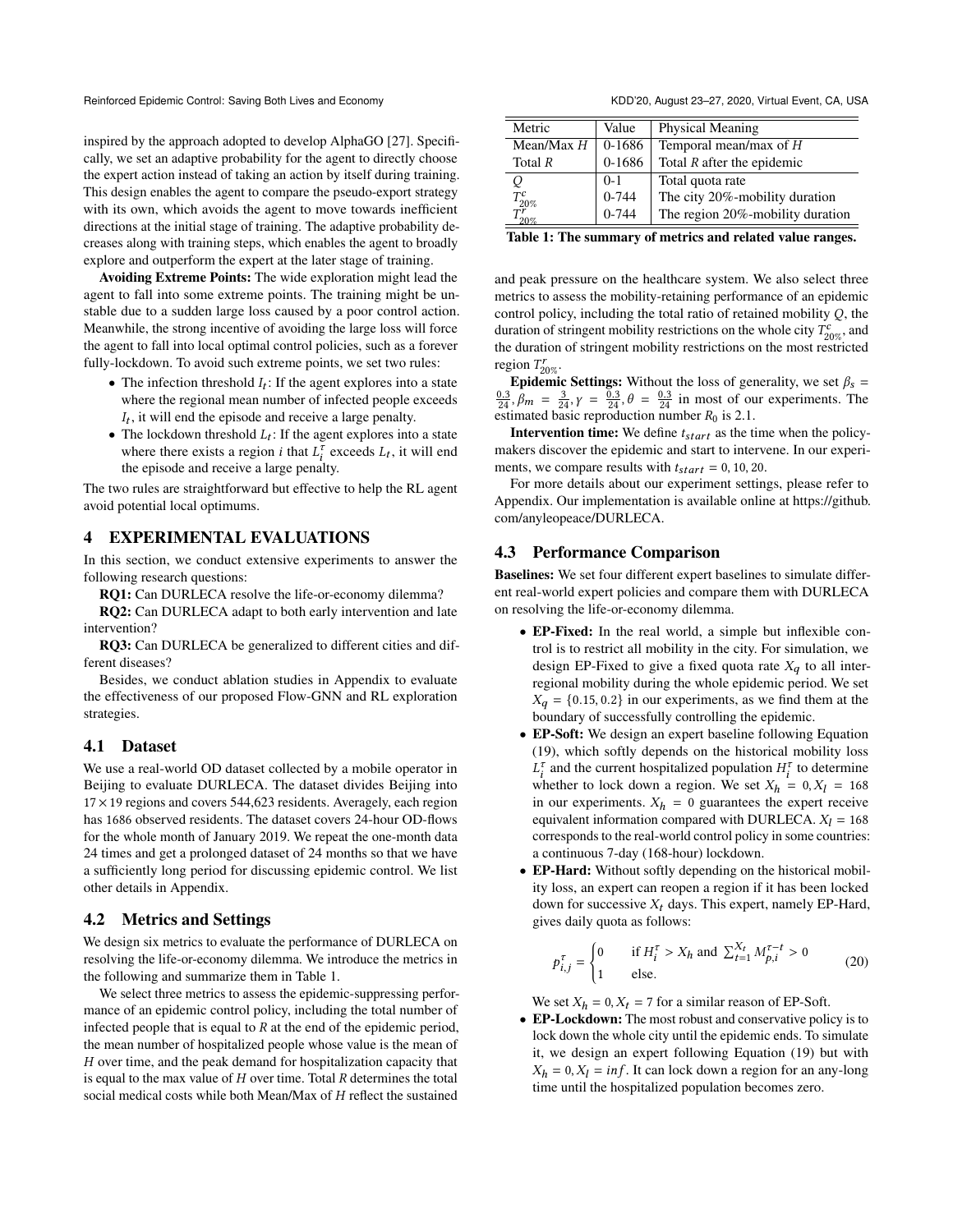inspired by the approach adopted to develop AlphaGO [27]. Specifically, we set an adaptive probability for the agent to directly choose the expert action instead of taking an action by itself during training. This design enables the agent to compare the pseudo-export strategy with its own, which avoids the agent to move towards inefficient directions at the initial stage of training. The adaptive probability decreases along with training steps, which enables the agent to broadly explore and outperform the expert at the later stage of training.

**Avoiding Extreme Points:** The wide exploration might lead the agent to fall into some extreme points. The training might be unstable due to a sudden large loss caused by a poor control action. Meanwhile, the strong incentive of avoiding the large loss will force the agent to fall into local optimal control policies, such as a forever fully-lockdown. To avoid such extreme points, we set two rules:

- The infection threshold $I_t$: If the agent explores into a state where the regional mean number of infected people exceeds $I_t$, it will end the episode and receive a large penalty.
- The lockdown threshold $L_t$: If the agent explores into a state where there exists a region $i$ that $L_i^\tau$ exceeds $L_t$, it will end the episode and receive a large penalty.

The two rules are straightforward but effective to help the RL agent avoid potential local optimums.

## 4 EXPERIMENTAL EVALUATIONS

In this section, we conduct extensive experiments to answer the following research questions:

**RQ1:** Can DURLECA resolve the life-or-economy dilemma?

**RQ2:** Can DURLECA adapt to both early intervention and late intervention?

**RQ3:** Can DURLECA be generalized to different cities and different diseases?

Besides, we conduct ablation studies in Appendix to evaluate the effectiveness of our proposed Flow-GNN and RL exploration strategies.

### 4.1 Dataset

We use a real-world OD dataset collected by a mobile operator in Beijing to evaluate DURLECA. The dataset divides Beijing into $17 \times 19$ regions and covers 544,623 residents. Averagely, each region has 1686 observed residents. The dataset covers 24-hour OD-flows for the whole month of January 2019. We repeat the one-month data 24 times and get a prolonged dataset of 24 months so that we have a sufficiently long period for discussing epidemic control. We list other details in Appendix.

### 4.2 Metrics and Settings

We design six metrics to evaluate the performance of DURLECA on resolving the life-or-economy dilemma. We introduce the metrics in the following and summarize them in Table 1.

We select three metrics to assess the epidemic-suppressing performance of an epidemic control policy, including the total number of infected people that is equal to $R$ at the end of the epidemic period, the mean number of hospitalized people whose value is the mean of $H$ over time, and the peak demand for hospitalization capacity that is equal to the max value of $H$ over time. Total $R$ determines the total social medical costs while both Mean/Max of $H$ reflect the sustained and peak pressure on the healthcare system. We also select three metrics to assess the mobility-retaining performance of an epidemic control policy, including the total ratio of retained mobility $Q$, the duration of stringent mobility restrictions on the whole city $T_{20\%}^c$, and the duration of stringent mobility restrictions on the most restricted region $T_{20\%}^r$.

| Metric | Value | Physical Meaning |
|---|---|---|
| Mean/Max $H$ | 0-1686 | Temporal mean/max of $H$ |
| Total $R$ | 0-1686 | Total $R$ after the epidemic |
| $Q$ | 0-1 | Total quota rate |
| $T_{20\%}^c$ | 0-744 | The city 20%-mobility duration |
| $T_{20\%}^r$ | 0-744 | The region 20%-mobility duration |

**Table 1: The summary of metrics and related value ranges.**

**Epidemic Settings:** Without the loss of generality, we set $\beta_s = \frac{0.3}{24}, \beta_m = \frac{3}{24}, \gamma = \frac{0.3}{24}, \theta = \frac{0.3}{24}$ in most of our experiments. The estimated basic reproduction number $R_0$ is 2.1.

**Intervention time:** We define $t_{start}$ as the time when the policy-makers discover the epidemic and start to intervene. In our experiments, we compare results with $t_{start} = 0, 10, 20$.

For more details about our experiment settings, please refer to Appendix. Our implementation is available online at https://github.com/anyleopeace/DURLECA.

### 4.3 Performance Comparison

**Baselines:** We set four different expert baselines to simulate different real-world expert policies and compare them with DURLECA on resolving the life-or-economy dilemma.

- **EP-Fixed:** In the real world, a simple but inflexible control is to restrict all mobility in the city. For simulation, we design EP-Fixed to give a fixed quota rate $X_q$ to all inter-regional mobility during the whole epidemic period. We set $X_q = \{0.15, 0.2\}$ in our experiments, as we find them at the boundary of successfully controlling the epidemic.
- **EP-Soft:** We design an expert baseline following Equation (19), which softly depends on the historical mobility loss $L_i^\tau$ and the current hospitalized population $H_i^\tau$ to determine whether to lock down a region. We set $X_h = 0, X_l = 168$ in our experiments. $X_h = 0$ guarantees the expert receive equivalent information compared with DURLECA. $X_l = 168$ corresponds to the real-world control policy in some countries: a continuous 7-day (168-hour) lockdown.
- **EP-Hard:** Without softly depending on the historical mobility loss, an expert can reopen a region if it has been locked down for successive $X_t$ days. This expert, namely EP-Hard, gives daily quota as follows:

$$p_{i,j}^\tau = \begin{cases} 0 & \text{if } H_i^\tau > X_h \text{ and } \sum_{t=1}^{X_t} M_{p,i}^{\tau - t} > 0 \\ 1 & \text{else.} \end{cases} \tag{20}$$

  We set $X_h = 0, X_t = 7$ for a similar reason of EP-Soft.
- **EP-Lockdown:** The most robust and conservative policy is to lock down the whole city until the epidemic ends. To simulate it, we design an expert following Equation (19) but with $X_h = 0, X_l = inf$. It can lock down a region for an any-long time until the hospitalized population becomes zero.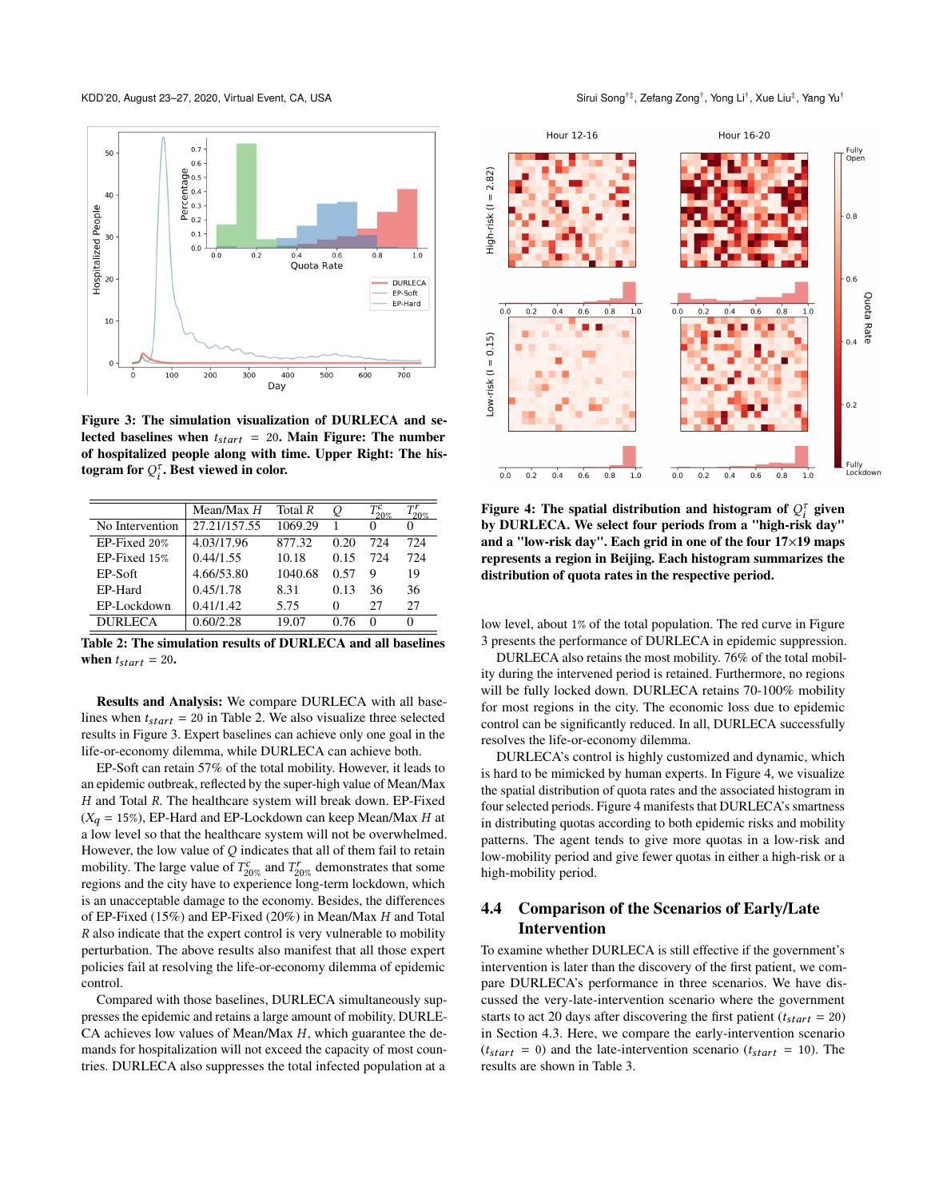Figure 3: The simulation visualization of DURLECA and selected baselines when $t_{start} = 20$. Main Figure: The number of hospitalized people along with time. Upper Right: The histogram for $Q_i^\tau$. Best viewed in color.

|  | Mean/Max $H$ | Total $R$ | $Q$ | $T^c_{20\%}$ | $T^r_{20\%}$ |
|---|---|---|---|---|---|
| No Intervention | 27.21/157.55 | 1069.29 | 1 | 0 | 0 |
| EP-Fixed 20% | 4.03/17.96 | 877.32 | 0.20 | 724 | 724 |
| EP-Fixed 15% | 0.44/1.55 | 10.18 | 0.15 | 724 | 724 |
| EP-Soft | 4.66/53.80 | 1040.68 | 0.57 | 9 | 19 |
| EP-Hard | 0.45/1.78 | 8.31 | 0.13 | 36 | 36 |
| EP-Lockdown | 0.41/1.42 | 5.75 | 0 | 27 | 27 |
| DURLECA | 0.60/2.28 | 19.07 | 0.76 | 0 | 0 |

Table 2: The simulation results of DURLECA and all baselines when $t_{start} = 20$.

**Results and Analysis:** We compare DURLECA with all baselines when $t_{start} = 20$ in Table 2. We also visualize three selected results in Figure 3. Expert baselines can achieve only one goal in the life-or-economy dilemma, while DURLECA can achieve both.

EP-Soft can retain 57% of the total mobility. However, it leads to an epidemic outbreak, reflected by the super-high value of Mean/Max $H$ and Total $R$. The healthcare system will break down. EP-Fixed ($X_q = 15\%$), EP-Hard and EP-Lockdown can keep Mean/Max $H$ at a low level so that the healthcare system will not be overwhelmed. However, the low value of $Q$ indicates that all of them fail to retain mobility. The large value of $T^c_{20\%}$ and $T^r_{20\%}$ demonstrates that some regions and the city have to experience long-term lockdown, which is an unacceptable damage to the economy. Besides, the differences of EP-Fixed (15%) and EP-Fixed (20%) in Mean/Max $H$ and Total $R$ also indicate that the expert control is very vulnerable to mobility perturbation. The above results also manifest that all those expert policies fail at resolving the life-or-economy dilemma of epidemic control.

Compared with those baselines, DURLECA simultaneously suppresses the epidemic and retains a large amount of mobility. DURLECA achieves low values of Mean/Max $H$, which guarantee the demands for hospitalization will not exceed the capacity of most countries. DURLECA also suppresses the total infected population at a low level, about 1% of the total population. The red curve in Figure 3 presents the performance of DURLECA in epidemic suppression.

DURLECA also retains the most mobility. 76% of the total mobility during the intervened period is retained. Furthermore, no regions will be fully locked down. DURLECA retains 70-100% mobility for most regions in the city. The economic loss due to epidemic control can be significantly reduced. In all, DURLECA successfully resolves the life-or-economy dilemma.

DURLECA's control is highly customized and dynamic, which is hard to be mimicked by human experts. In Figure 4, we visualize the spatial distribution of quota rates and the associated histogram in four selected periods. Figure 4 manifests that DURLECA's smartness in distributing quotas according to both epidemic risks and mobility patterns. The agent tends to give more quotas in a low-risk and low-mobility period and give fewer quotas in either a high-risk or a high-mobility period.

Figure 4: The spatial distribution and histogram of $Q_i^\tau$ given by DURLECA. We select four periods from a "high-risk day" and a "low-risk day". Each grid in one of the four 17×19 maps represents a region in Beijing. Each histogram summarizes the distribution of quota rates in the respective period.

## 4.4 Comparison of the Scenarios of Early/Late Intervention

To examine whether DURLECA is still effective if the government's intervention is later than the discovery of the first patient, we compare DURLECA's performance in three scenarios. We have discussed the very-late-intervention scenario where the government starts to act 20 days after discovering the first patient ($t_{start} = 20$) in Section 4.3. Here, we compare the early-intervention scenario ($t_{start} = 0$) and the late-intervention scenario ($t_{start} = 10$). The results are shown in Table 3.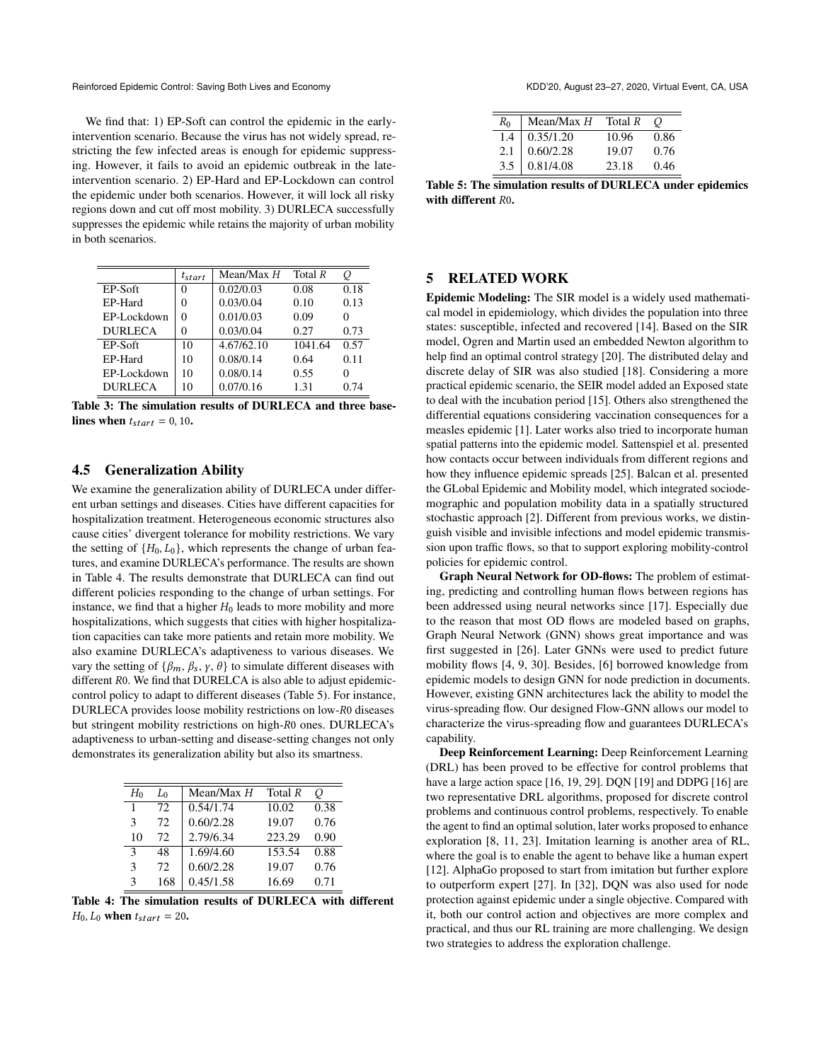We find that: 1) EP-Soft can control the epidemic in the early-intervention scenario. Because the virus has not widely spread, restricting the few infected areas is enough for epidemic suppressing. However, it fails to avoid an epidemic outbreak in the late-intervention scenario. 2) EP-Hard and EP-Lockdown can control the epidemic under both scenarios. However, it will lock all risky regions down and cut off most mobility. 3) DURLECA successfully suppresses the epidemic while retains the majority of urban mobility in both scenarios.

| | $t_{start}$ | Mean/Max $H$ | Total $R$ | $Q$ |
|---|---|---|---|---|
| EP-Soft | 0 | 0.02/0.03 | 0.08 | 0.18 |
| EP-Hard | 0 | 0.03/0.04 | 0.10 | 0.13 |
| EP-Lockdown | 0 | 0.01/0.03 | 0.09 | 0 |
| DURLECA | 0 | 0.03/0.04 | 0.27 | 0.73 |
| EP-Soft | 10 | 4.67/62.10 | 1041.64 | 0.57 |
| EP-Hard | 10 | 0.08/0.14 | 0.64 | 0.11 |
| EP-Lockdown | 10 | 0.08/0.14 | 0.55 | 0 |
| DURLECA | 10 | 0.07/0.16 | 1.31 | 0.74 |

**Table 3: The simulation results of DURLECA and three baselines when $t_{start} = 0, 10$.**

## 4.5 Generalization Ability

We examine the generalization ability of DURLECA under different urban settings and diseases. Cities have different capacities for hospitalization treatment. Heterogeneous economic structures also cause cities' divergent tolerance for mobility restrictions. We vary the setting of $\{H_0, L_0\}$, which represents the change of urban features, and examine DURLECA's performance. The results are shown in Table 4. The results demonstrate that DURLECA can find out different policies responding to the change of urban settings. For instance, we find that a higher $H_0$ leads to more mobility and more hospitalizations, which suggests that cities with higher hospitalization capacities can take more patients and retain more mobility. We also examine DURLECA's adaptiveness to various diseases. We vary the setting of $\{\beta_m, \beta_s, \gamma, \theta\}$ to simulate different diseases with different $R0$. We find that DURELCA is also able to adjust epidemic-control policy to adapt to different diseases (Table 5). For instance, DURLECA provides loose mobility restrictions on low-$R0$ diseases but stringent mobility restrictions on high-$R0$ ones. DURLECA's adaptiveness to urban-setting and disease-setting changes not only demonstrates its generalization ability but also its smartness.

| $H_0$ | $L_0$ | Mean/Max $H$ | Total $R$ | $Q$ |
|---|---|---|---|---|
| 1 | 72 | 0.54/1.74 | 10.02 | 0.38 |
| 3 | 72 | 0.60/2.28 | 19.07 | 0.76 |
| 10 | 72 | 2.79/6.34 | 223.29 | 0.90 |
| 3 | 48 | 1.69/4.60 | 153.54 | 0.88 |
| 3 | 72 | 0.60/2.28 | 19.07 | 0.76 |
| 3 | 168 | 0.45/1.58 | 16.69 | 0.71 |

**Table 4: The simulation results of DURLECA with different $H_0, L_0$ when $t_{start} = 20$.**

| $R_0$ | Mean/Max $H$ | Total $R$ | $Q$ |
|---|---|---|---|
| 1.4 | 0.35/1.20 | 10.96 | 0.86 |
| 2.1 | 0.60/2.28 | 19.07 | 0.76 |
| 3.5 | 0.81/4.08 | 23.18 | 0.46 |

**Table 5: The simulation results of DURLECA under epidemics with different $R0$.**

# 5 RELATED WORK

**Epidemic Modeling:** The SIR model is a widely used mathematical model in epidemiology, which divides the population into three states: susceptible, infected and recovered [14]. Based on the SIR model, Ogren and Martin used an embedded Newton algorithm to help find an optimal control strategy [20]. The distributed delay and discrete delay of SIR was also studied [18]. Considering a more practical epidemic scenario, the SEIR model added an Exposed state to deal with the incubation period [15]. Others also strengthened the differential equations considering vaccination consequences for a measles epidemic [1]. Later works also tried to incorporate human spatial patterns into the epidemic model. Sattenspiel et al. presented how contacts occur between individuals from different regions and how they influence epidemic spreads [25]. Balcan et al. presented the GLobal Epidemic and Mobility model, which integrated sociodemographic and population mobility data in a spatially structured stochastic approach [2]. Different from previous works, we distinguish visible and invisible infections and model epidemic transmission upon traffic flows, so that to support exploring mobility-control policies for epidemic control.

**Graph Neural Network for OD-flows:** The problem of estimating, predicting and controlling human flows between regions has been addressed using neural networks since [17]. Especially due to the reason that most OD flows are modeled based on graphs, Graph Neural Network (GNN) shows great importance and was first suggested in [26]. Later GNNs were used to predict future mobility flows [4, 9, 30]. Besides, [6] borrowed knowledge from epidemic models to design GNN for node prediction in documents. However, existing GNN architectures lack the ability to model the virus-spreading flow. Our designed Flow-GNN allows our model to characterize the virus-spreading flow and guarantees DURLECA's capability.

**Deep Reinforcement Learning:** Deep Reinforcement Learning (DRL) has been proved to be effective for control problems that have a large action space [16, 19, 29]. DQN [19] and DDPG [16] are two representative DRL algorithms, proposed for discrete control problems and continuous control problems, respectively. To enable the agent to find an optimal solution, later works proposed to enhance exploration [8, 11, 23]. Imitation learning is another area of RL, where the goal is to enable the agent to behave like a human expert [12]. AlphaGo proposed to start from imitation but further explore to outperform expert [27]. In [32], DQN was also used for node protection against epidemic under a single objective. Compared with it, both our control action and objectives are more complex and practical, and thus our RL training are more challenging. We design two strategies to address the exploration challenge.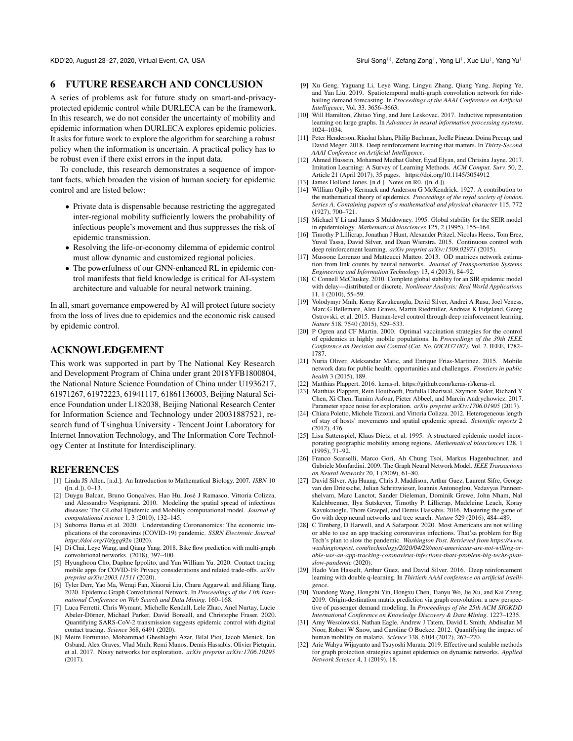## 6 FUTURE RESEARCH AND CONCLUSION

A series of problems ask for future study on smart-and-privacy-protected epidemic control while DURLECA can be the framework. In this research, we do not consider the uncertainty of mobility and epidemic information when DURLECA explores epidemic policies. It asks for future work to explore the algorithm for searching a robust policy when the information is uncertain. A practical policy has to be robust even if there exist errors in the input data.

To conclude, this research demonstrates a sequence of important facts, which broaden the vision of human society for epidemic control and are listed below:

- Private data is dispensable because restricting the aggregated inter-regional mobility sufficiently lowers the probability of infectious people's movement and thus suppresses the risk of epidemic transmission.
- Resolving the life-or-economy dilemma of epidemic control must allow dynamic and customized regional policies.
- The powerfulness of our GNN-enhanced RL in epidemic control manifests that field knowledge is critical for AI-system architecture and valuable for neural network training.

In all, smart governance empowered by AI will protect future society from the loss of lives due to epidemics and the economic risk caused by epidemic control.

## ACKNOWLEDGEMENT

This work was supported in part by The National Key Research and Development Program of China under grant 2018YFB1800804, the National Nature Science Foundation of China under U1936217, 61971267, 61972223, 61941117, 61861136003, Beijing Natural Science Foundation under L182038, Beijing National Research Center for Information Science and Technology under 20031887521, research fund of Tsinghua University - Tencent Joint Laboratory for Internet Innovation Technology, and The Information Core Technology Center at Institute for Interdisciplinary.

## REFERENCES

[1] Linda JS Allen. [n.d.]. An Introduction to Mathematical Biology. 2007. *ISBN* 10 ([n. d.]), 0–13.

[2] Duygu Balcan, Bruno Gonçalves, Hao Hu, José J Ramasco, Vittoria Colizza, and Alessandro Vespignani. 2010. Modeling the spatial spread of infectious diseases: The GLobal Epidemic and Mobility computational model. *Journal of computational science* 1, 3 (2010), 132–145.

[3] Suborna Barua et al. 2020. Understanding Coronanomics: The economic implications of the coronavirus (COVID-19) pandemic. *SSRN Electronic Journal https://doi org/10/ggq92n* (2020).

[4] Di Chai, Leye Wang, and Qiang Yang. 2018. Bike flow prediction with multi-graph convolutional networks. (2018), 397–400.

[5] Hyunghoon Cho, Daphne Ippolito, and Yun William Yu. 2020. Contact tracing mobile apps for COVID-19: Privacy considerations and related trade-offs. *arXiv preprint arXiv:2003.11511* (2020).

[6] Tyler Derr, Yao Ma, Wenqi Fan, Xiaorui Liu, Charu Aggarwal, and Jiliang Tang. 2020. Epidemic Graph Convolutional Network. In *Proceedings of the 13th International Conference on Web Search and Data Mining*. 160–168.

[7] Luca Ferretti, Chris Wymant, Michelle Kendall, Lele Zhao, Anel Nurtay, Lucie Abeler-Dörner, Michael Parker, David Bonsall, and Christophe Fraser. 2020. Quantifying SARS-CoV-2 transmission suggests epidemic control with digital contact tracing. *Science* 368, 6491 (2020).

[8] Meire Fortunato, Mohammad Gheshlaghi Azar, Bilal Piot, Jacob Menick, Ian Osband, Alex Graves, Vlad Mnih, Remi Munos, Demis Hassabis, Olivier Pietquin, et al. 2017. Noisy networks for exploration. *arXiv preprint arXiv:1706.10295* (2017).

[9] Xu Geng, Yaguang Li, Leye Wang, Lingyu Zhang, Qiang Yang, Jieping Ye, and Yan Liu. 2019. Spatiotemporal multi-graph convolution network for ride-hailing demand forecasting. In *Proceedings of the AAAI Conference on Artificial Intelligence*, Vol. 33. 3656–3663.

[10] Will Hamilton, Zhitao Ying, and Jure Leskovec. 2017. Inductive representation learning on large graphs. In *Advances in neural information processing systems*. 1024–1034.

[11] Peter Henderson, Riashat Islam, Philip Bachman, Joelle Pineau, Doina Precup, and David Meger. 2018. Deep reinforcement learning that matters. In *Thirty-Second AAAI Conference on Artificial Intelligence*.

[12] Ahmed Hussein, Mohamed Medhat Gaber, Eyad Elyan, and Chrisina Jayne. 2017. Imitation Learning: A Survey of Learning Methods. *ACM Comput. Surv.* 50, 2, Article 21 (April 2017), 35 pages. https://doi.org/10.1145/3054912

[13] James Holland Jones. [n.d.]. Notes on R0. ([n. d.]).

[14] William Ogilvy Kermack and Anderson G McKendrick. 1927. A contribution to the mathematical theory of epidemics. *Proceedings of the royal society of london. Series A, Containing papers of a mathematical and physical character* 115, 772 (1927), 700–721.

[15] Michael Y Li and James S Muldowney. 1995. Global stability for the SEIR model in epidemiology. *Mathematical biosciences* 125, 2 (1995), 155–164.

[16] Timothy P Lillicrap, Jonathan J Hunt, Alexander Pritzel, Nicolas Heess, Tom Erez, Yuval Tassa, David Silver, and Daan Wierstra. 2015. Continuous control with deep reinforcement learning. *arXiv preprint arXiv:1509.02971* (2015).

[17] Mussone Lorenzo and Matteucci Matteo. 2013. OD matrices network estimation from link counts by neural networks. *Journal of Transportation Systems Engineering and Information Technology* 13, 4 (2013), 84–92.

[18] C Connell McCluskey. 2010. Complete global stability for an SIR epidemic model with delay—distributed or discrete. *Nonlinear Analysis: Real World Applications* 11, 1 (2010), 55–59.

[19] Volodymyr Mnih, Koray Kavukcuoglu, David Silver, Andrei A Rusu, Joel Veness, Marc G Bellemare, Alex Graves, Martin Riedmiller, Andreas K Fidjeland, Georg Ostrovski, et al. 2015. Human-level control through deep reinforcement learning. *Nature* 518, 7540 (2015), 529–533.

[20] P Ogren and CF Martin. 2000. Optimal vaccination strategies for the control of epidemics in highly mobile populations. In *Proceedings of the 39th IEEE Conference on Decision and Control (Cat. No. 00CH37187)*, Vol. 2. IEEE, 1782–1787.

[21] Nuria Oliver, Aleksandar Matic, and Enrique Frias-Martinez. 2015. Mobile network data for public health: opportunities and challenges. *Frontiers in public health* 3 (2015), 189.

[22] Matthias Plappert. 2016. keras-rl. https://github.com/keras-rl/keras-rl.

[23] Matthias Plappert, Rein Houthooft, Prafulla Dhariwal, Szymon Sidor, Richard Y Chen, Xi Chen, Tamim Asfour, Pieter Abbeel, and Marcin Andrychowicz. 2017. Parameter space noise for exploration. *arXiv preprint arXiv:1706.01905* (2017).

[24] Chiara Poletto, Michele Tizzoni, and Vittoria Colizza. 2012. Heterogeneous length of stay of hosts' movements and spatial epidemic spread. *Scientific reports* 2 (2012), 476.

[25] Lisa Sattenspiel, Klaus Dietz, et al. 1995. A structured epidemic model incorporating geographic mobility among regions. *Mathematical biosciences* 128, 1 (1995), 71–92.

[26] Franco Scarselli, Marco Gori, Ah Chung Tsoi, Markus Hagenbuchner, and Gabriele Monfardini. 2009. The Graph Neural Network Model. *IEEE Transactions on Neural Networks* 20, 1 (2009), 61–80.

[27] David Silver, Aja Huang, Chris J. Maddison, Arthur Guez, Laurent Sifre, George van den Driessche, Julian Schrittwieser, Ioannis Antonoglou, Vedavyas Panneershelvam, Marc Lanctot, Sander Dieleman, Dominik Grewe, John Nham, Nal Kalchbrenner, Ilya Sutskever, Timothy P. Lillicrap, Madeleine Leach, Koray Kavukcuoglu, Thore Graepel, and Demis Hassabis. 2016. Mastering the game of Go with deep neural networks and tree search. *Nature* 529 (2016), 484–489.

[28] C Timberg, D Harwell, and A Safarpour. 2020. Most Americans are not willing or able to use an app tracking coronavirus infections. That'sa problem for Big Tech's plan to slow the pandemic. *Washington Post. Retrieved from https://www. washingtonpost. com/technology/2020/04/29/most-americans-are-not-willing-or-able-use-an-app-tracking-coronavirus-infections-thats-problem-big-techs-plan-slow-pandemic* (2020).

[29] Hado Van Hasselt, Arthur Guez, and David Silver. 2016. Deep reinforcement learning with double q-learning. In *Thirtieth AAAI conference on artificial intelligence*.

[30] Yuandong Wang, Hongzhi Yin, Hongxu Chen, Tianyu Wo, Jie Xu, and Kai Zheng. 2019. Origin-destination matrix prediction via graph convolution: a new perspective of passenger demand modeling. In *Proceedings of the 25th ACM SIGKDD International Conference on Knowledge Discovery & Data Mining*. 1227–1235.

[31] Amy Wesolowski, Nathan Eagle, Andrew J Tatem, David L Smith, Abdisalan M Noor, Robert W Snow, and Caroline O Buckee. 2012. Quantifying the impact of human mobility on malaria. *Science* 338, 6104 (2012), 267–270.

[32] Arie Wahyu Wijayanto and Tsuyoshi Murata. 2019. Effective and scalable methods for graph protection strategies against epidemics on dynamic networks. *Applied Network Science* 4, 1 (2019), 18.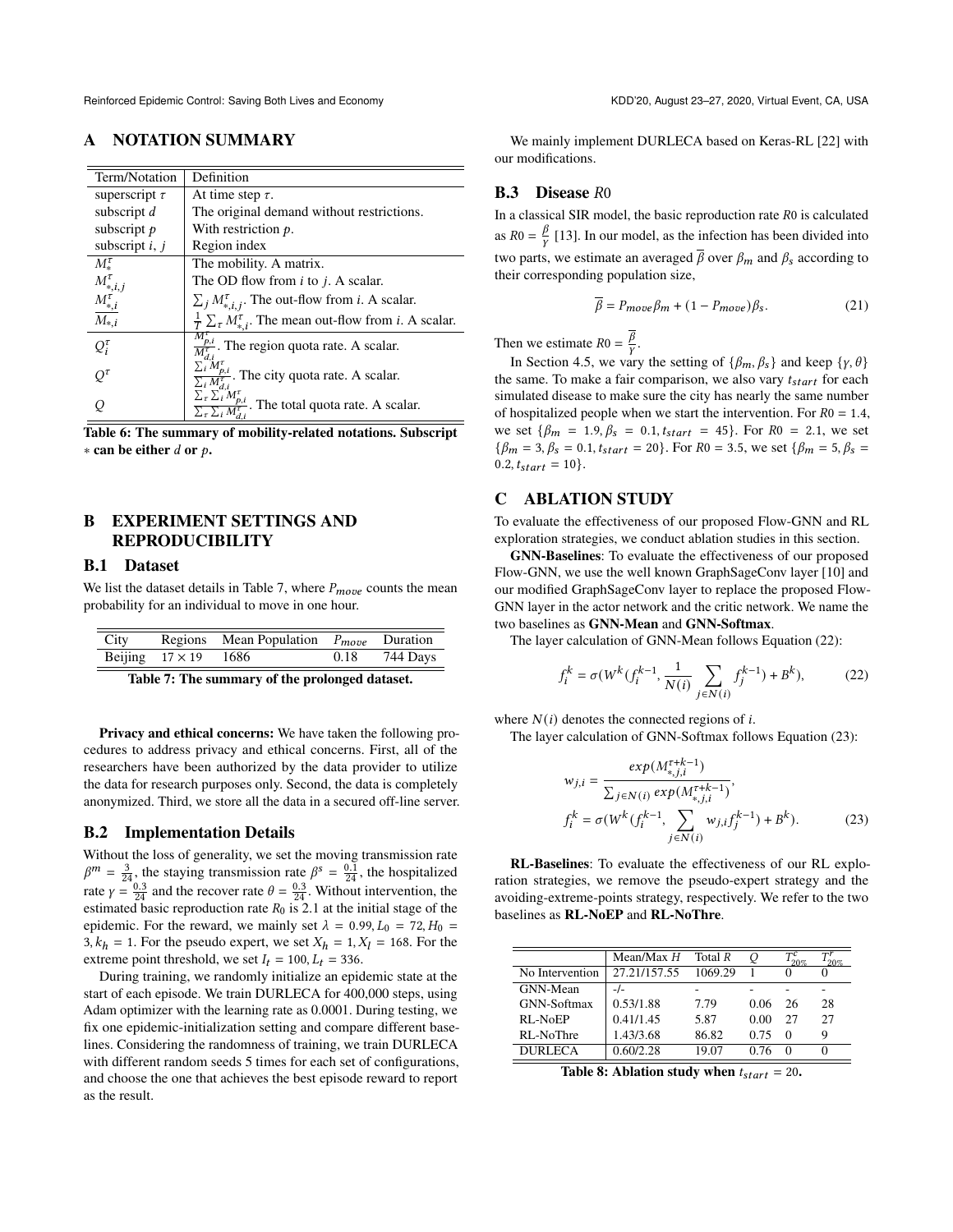## A NOTATION SUMMARY

| Term/Notation | Definition |
|---|---|
| superscript $\tau$ | At time step $\tau$. |
| subscript $d$ | The original demand without restrictions. |
| subscript $p$ | With restriction $p$. |
| subscript $i$, $j$ | Region index |
| $M_*^\tau$ | The mobility. A matrix. |
| $M_{*,i,j}^\tau$ | The OD flow from $i$ to $j$. A scalar. |
| $M_{*,i}^\tau$ | $\sum_j M_{*,i,j}^\tau$. The out-flow from $i$. A scalar. |
| $\overline{M_{*,i}}$ | $\frac{1}{T}\sum_\tau M_{*,i}^\tau$. The mean out-flow from $i$. A scalar. |
| $Q_i^\tau$ | $\frac{M_{p,i}^\tau}{M_{d,i}^\tau}$. The region quota rate. A scalar. |
| $Q^\tau$ | $\frac{\sum_i M_{p,i}^\tau}{\sum_i M_{d,i}^\tau}$. The city quota rate. A scalar. |
| $Q$ | $\frac{\sum_\tau \sum_i M_{p,i}^\tau}{\sum_\tau \sum_i M_{d,i}^\tau}$. The total quota rate. A scalar. |

**Table 6: The summary of mobility-related notations. Subscript $*$ can be either $d$ or $p$.**

## B EXPERIMENT SETTINGS AND REPRODUCIBILITY

### B.1 Dataset

We list the dataset details in Table 7, where $P_{move}$ counts the mean probability for an individual to move in one hour.

| City | Regions | Mean Population | $P_{move}$ | Duration |
|---|---|---|---|---|
| Beijing | $17 \times 19$ | 1686 | 0.18 | 744 Days |

**Table 7: The summary of the prolonged dataset.**

**Privacy and ethical concerns:** We have taken the following procedures to address privacy and ethical concerns. First, all of the researchers have been authorized by the data provider to utilize the data for research purposes only. Second, the data is completely anonymized. Third, we store all the data in a secured off-line server.

### B.2 Implementation Details

Without the loss of generality, we set the moving transmission rate $\beta^m = \frac{3}{24}$, the staying transmission rate $\beta^s = \frac{0.1}{24}$, the hospitalized rate $\gamma = \frac{0.3}{24}$ and the recover rate $\theta = \frac{0.3}{24}$. Without intervention, the estimated basic reproduction rate $R_0$ is 2.1 at the initial stage of the epidemic. For the reward, we mainly set $\lambda = 0.99, L_0 = 72, H_0 = 3, k_h = 1$. For the pseudo expert, we set $X_h = 1, X_l = 168$. For the extreme point threshold, we set $I_t = 100, L_t = 336$.

During training, we randomly initialize an epidemic state at the start of each episode. We train DURLECA for 400,000 steps, using Adam optimizer with the learning rate as 0.0001. During testing, we fix one epidemic-initialization setting and compare different baselines. Considering the randomness of training, we train DURLECA with different random seeds 5 times for each set of configurations, and choose the one that achieves the best episode reward to report as the result.

We mainly implement DURLECA based on Keras-RL [22] with our modifications.

### B.3 Disease $R0$

In a classical SIR model, the basic reproduction rate $R0$ is calculated as $R0 = \frac{\beta}{\gamma}$ [13]. In our model, as the infection has been divided into two parts, we estimate an averaged $\overline{\beta}$ over $\beta_m$ and $\beta_s$ according to their corresponding population size,

$$\overline{\beta} = P_{move}\beta_m + (1 - P_{move})\beta_s. \tag{21}$$

Then we estimate $R0 = \frac{\overline{\beta}}{\gamma}$.

In Section 4.5, we vary the setting of $\{\beta_m, \beta_s\}$ and keep $\{\gamma, \theta\}$ the same. To make a fair comparison, we also vary $t_{start}$ for each simulated disease to make sure the city has nearly the same number of hospitalized people when we start the intervention. For $R0 = 1.4$, we set $\{\beta_m = 1.9, \beta_s = 0.1, t_{start} = 45\}$. For $R0 = 2.1$, we set $\{\beta_m = 3, \beta_s = 0.1, t_{start} = 20\}$. For $R0 = 3.5$, we set $\{\beta_m = 5, \beta_s = 0.2, t_{start} = 10\}$.

## C ABLATION STUDY

To evaluate the effectiveness of our proposed Flow-GNN and RL exploration strategies, we conduct ablation studies in this section.

**GNN-Baselines**: To evaluate the effectiveness of our proposed Flow-GNN, we use the well known GraphSageConv layer [10] and our modified GraphSageConv layer to replace the proposed Flow-GNN layer in the actor network and the critic network. We name the two baselines as **GNN-Mean** and **GNN-Softmax**.

The layer calculation of GNN-Mean follows Equation (22):

$$f_i^k = \sigma(W^k(f_i^{k-1}, \frac{1}{N(i)}\sum_{j\in N(i)} f_j^{k-1}) + B^k), \tag{22}$$

where $N(i)$ denotes the connected regions of $i$.

The layer calculation of GNN-Softmax follows Equation (23):

$$w_{j,i} = \frac{exp(M_{*,j,i}^{\tau+k-1})}{\sum_{j\in N(i)} exp(M_{*,j,i}^{\tau+k-1})},$$
$$f_i^k = \sigma(W^k(f_i^{k-1}, \sum_{j\in N(i)} w_{j,i} f_j^{k-1}) + B^k). \tag{23}$$

**RL-Baselines**: To evaluate the effectiveness of our RL exploration strategies, we remove the pseudo-expert strategy and the avoiding-extreme-points strategy, respectively. We refer to the two baselines as **RL-NoEP** and **RL-NoThre**.

| | Mean/Max $H$ | Total $R$ | $Q$ | $T_{20\%}^c$ | $T_{20\%}^r$ |
|---|---|---|---|---|---|
| No Intervention | 27.21/157.55 | 1069.29 | 1 | 0 | 0 |
| GNN-Mean | -/- | - | - | - | - |
| GNN-Softmax | 0.53/1.88 | 7.79 | 0.06 | 26 | 28 |
| RL-NoEP | 0.41/1.45 | 5.87 | 0.00 | 27 | 27 |
| RL-NoThre | 1.43/3.68 | 86.82 | 0.75 | 0 | 9 |
| DURLECA | 0.60/2.28 | 19.07 | 0.76 | 0 | 0 |

**Table 8: Ablation study when $t_{start} = 20$.**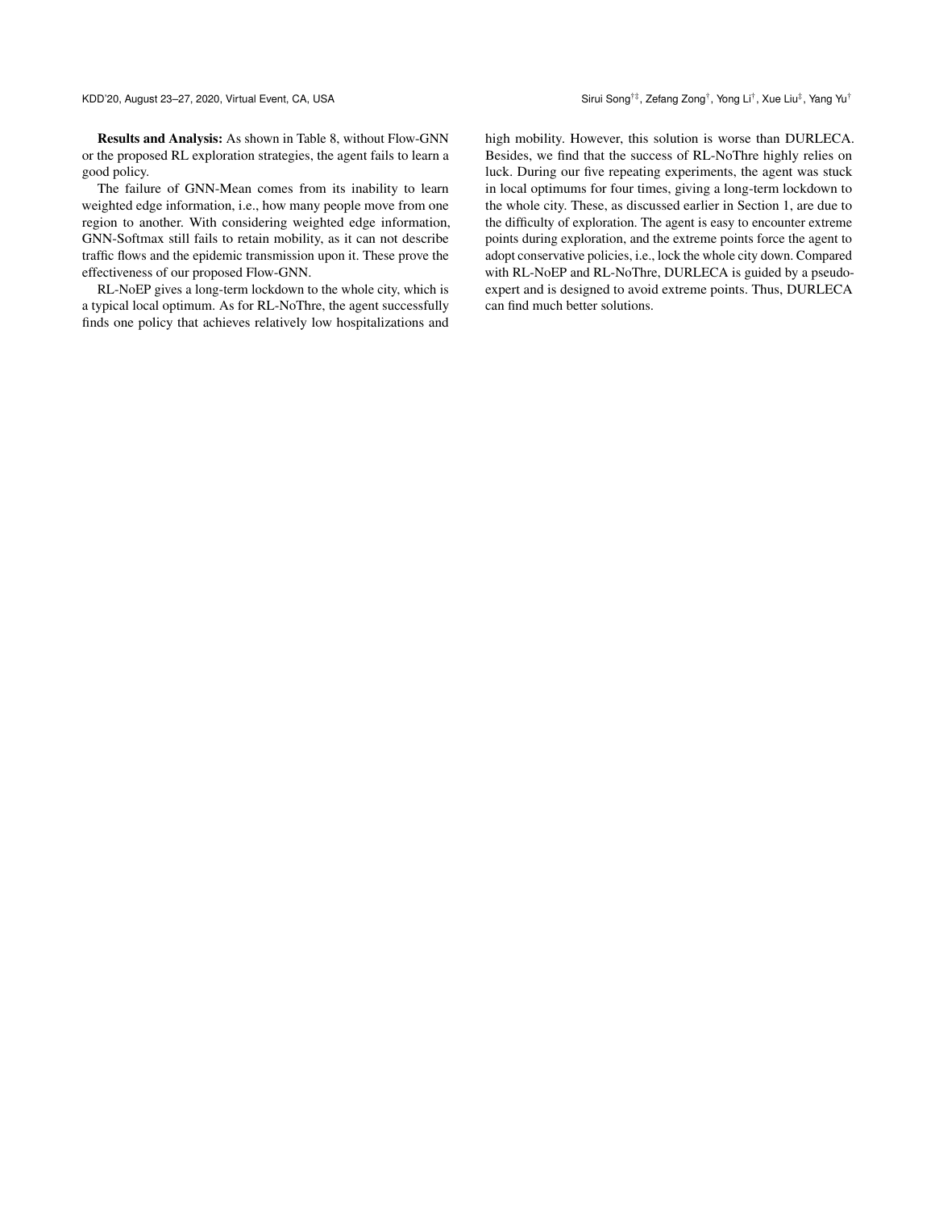**Results and Analysis:** As shown in Table 8, without Flow-GNN or the proposed RL exploration strategies, the agent fails to learn a good policy.

The failure of GNN-Mean comes from its inability to learn weighted edge information, i.e., how many people move from one region to another. With considering weighted edge information, GNN-Softmax still fails to retain mobility, as it can not describe traffic flows and the epidemic transmission upon it. These prove the effectiveness of our proposed Flow-GNN.

RL-NoEP gives a long-term lockdown to the whole city, which is a typical local optimum. As for RL-NoThre, the agent successfully finds one policy that achieves relatively low hospitalizations and high mobility. However, this solution is worse than DURLECA. Besides, we find that the success of RL-NoThre highly relies on luck. During our five repeating experiments, the agent was stuck in local optimums for four times, giving a long-term lockdown to the whole city. These, as discussed earlier in Section 1, are due to the difficulty of exploration. The agent is easy to encounter extreme points during exploration, and the extreme points force the agent to adopt conservative policies, i.e., lock the whole city down. Compared with RL-NoEP and RL-NoThre, DURLECA is guided by a pseudo-expert and is designed to avoid extreme points. Thus, DURLECA can find much better solutions.